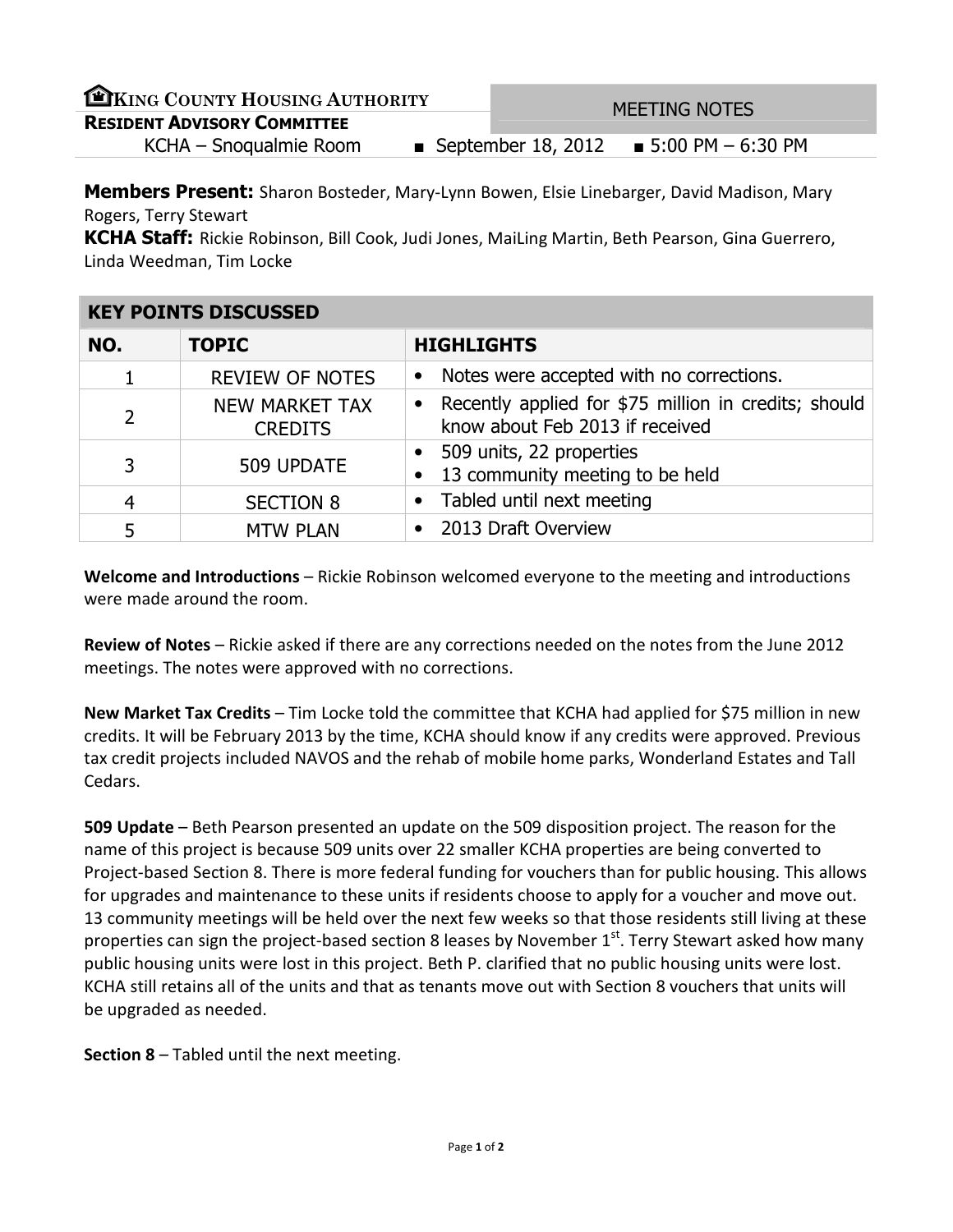**KING COUNTY HOUSING AUTHORITY**
**RESIDENT ADVISORY COMMITTEE**

# MEETING NOTES

KCHA – Snoqualmie Room ■ September 18, 2012 ■ 5:00 PM – 6:30 PM

**Members Present:** Sharon Bosteder, Mary-Lynn Bowen, Elsie Linebarger, David Madison, Mary Rogers, Terry Stewart

**KCHA Staff:** Rickie Robinson, Bill Cook, Judi Jones, MaiLing Martin, Beth Pearson, Gina Guerrero, Linda Weedman, Tim Locke

## KEY POINTS DISCUSSED

| NO. | TOPIC | HIGHLIGHTS |
|---|---|---|
| 1 | REVIEW OF NOTES | • Notes were accepted with no corrections. |
| 2 | NEW MARKET TAX CREDITS | • Recently applied for $75 million in credits; should know about Feb 2013 if received |
| 3 | 509 UPDATE | • 509 units, 22 properties<br>• 13 community meeting to be held |
| 4 | SECTION 8 | • Tabled until next meeting |
| 5 | MTW PLAN | • 2013 Draft Overview |

**Welcome and Introductions** – Rickie Robinson welcomed everyone to the meeting and introductions were made around the room.

**Review of Notes** – Rickie asked if there are any corrections needed on the notes from the June 2012 meetings. The notes were approved with no corrections.

**New Market Tax Credits** – Tim Locke told the committee that KCHA had applied for $75 million in new credits. It will be February 2013 by the time, KCHA should know if any credits were approved. Previous tax credit projects included NAVOS and the rehab of mobile home parks, Wonderland Estates and Tall Cedars.

**509 Update** – Beth Pearson presented an update on the 509 disposition project. The reason for the name of this project is because 509 units over 22 smaller KCHA properties are being converted to Project-based Section 8. There is more federal funding for vouchers than for public housing. This allows for upgrades and maintenance to these units if residents choose to apply for a voucher and move out. 13 community meetings will be held over the next few weeks so that those residents still living at these properties can sign the project-based section 8 leases by November 1st. Terry Stewart asked how many public housing units were lost in this project. Beth P. clarified that no public housing units were lost. KCHA still retains all of the units and that as tenants move out with Section 8 vouchers that units will be upgraded as needed.

**Section 8** – Tabled until the next meeting.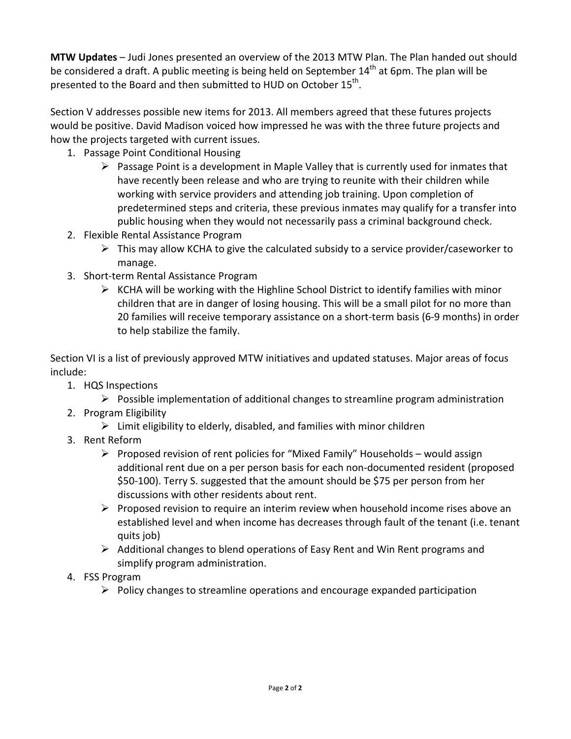**MTW Updates** – Judi Jones presented an overview of the 2013 MTW Plan. The Plan handed out should be considered a draft. A public meeting is being held on September 14th at 6pm. The plan will be presented to the Board and then submitted to HUD on October 15th.

Section V addresses possible new items for 2013. All members agreed that these futures projects would be positive. David Madison voiced how impressed he was with the three future projects and how the projects targeted with current issues.

1. Passage Point Conditional Housing
   - Passage Point is a development in Maple Valley that is currently used for inmates that have recently been release and who are trying to reunite with their children while working with service providers and attending job training. Upon completion of predetermined steps and criteria, these previous inmates may qualify for a transfer into public housing when they would not necessarily pass a criminal background check.
2. Flexible Rental Assistance Program
   - This may allow KCHA to give the calculated subsidy to a service provider/caseworker to manage.
3. Short-term Rental Assistance Program
   - KCHA will be working with the Highline School District to identify families with minor children that are in danger of losing housing. This will be a small pilot for no more than 20 families will receive temporary assistance on a short-term basis (6-9 months) in order to help stabilize the family.

Section VI is a list of previously approved MTW initiatives and updated statuses. Major areas of focus include:

1. HQS Inspections
   - Possible implementation of additional changes to streamline program administration
2. Program Eligibility
   - Limit eligibility to elderly, disabled, and families with minor children
3. Rent Reform
   - Proposed revision of rent policies for "Mixed Family" Households – would assign additional rent due on a per person basis for each non-documented resident (proposed $50-100). Terry S. suggested that the amount should be $75 per person from her discussions with other residents about rent.
   - Proposed revision to require an interim review when household income rises above an established level and when income has decreases through fault of the tenant (i.e. tenant quits job)
   - Additional changes to blend operations of Easy Rent and Win Rent programs and simplify program administration.
4. FSS Program
   - Policy changes to streamline operations and encourage expanded participation